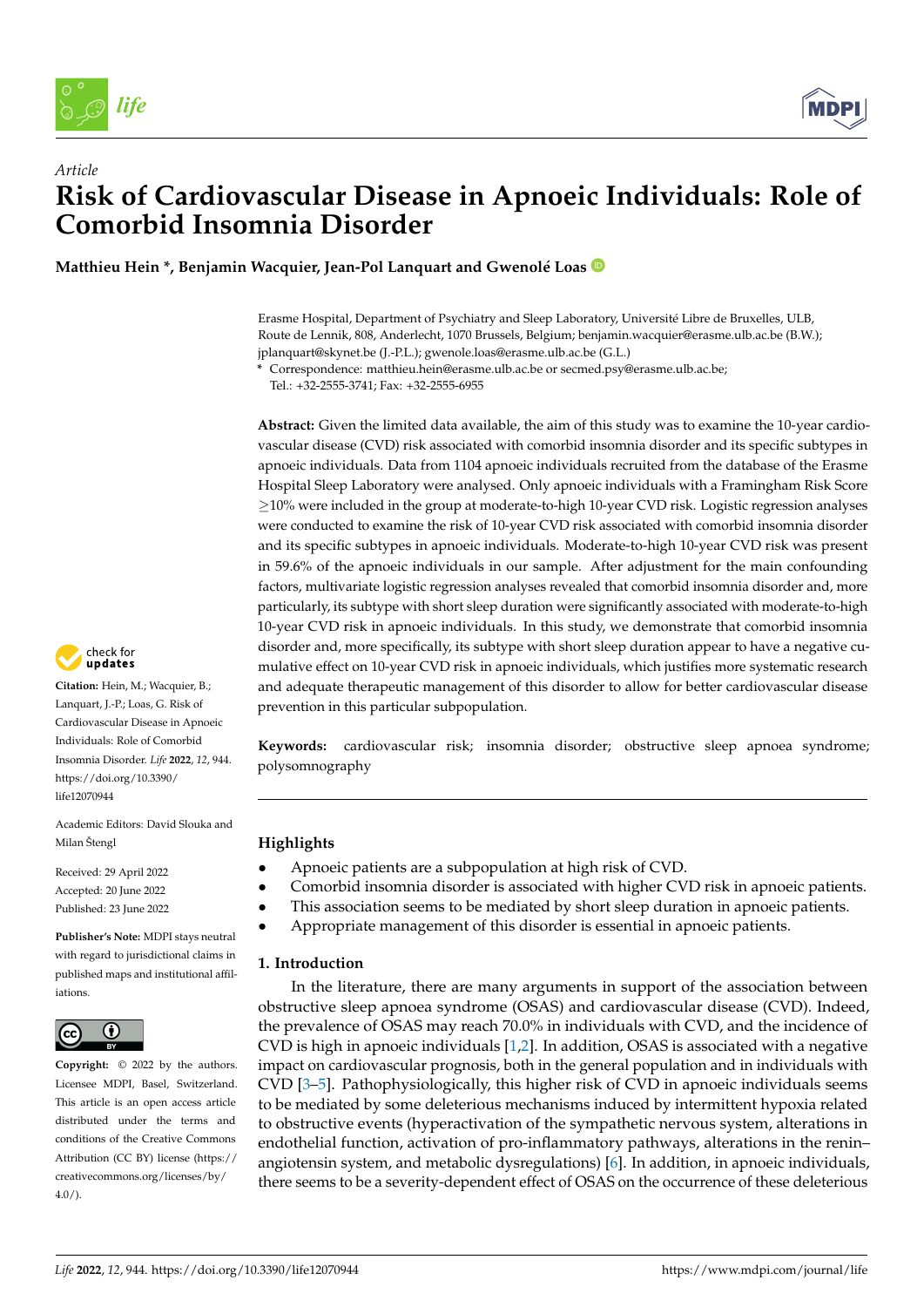*Article*

# Risk of Cardiovascular Disease in Apnoeic Individuals: Role of Comorbid Insomnia Disorder

**Matthieu Hein \*, Benjamin Wacquier, Jean-Pol Lanquart and Gwenolé Loas**

Erasme Hospital, Department of Psychiatry and Sleep Laboratory, Université Libre de Bruxelles, ULB, Route de Lennik, 808, Anderlecht, 1070 Brussels, Belgium; benjamin.wacquier@erasme.ulb.ac.be (B.W.); jplanquart@skynet.be (J.-P.L.); gwenole.loas@erasme.ulb.ac.be (G.L.)

\* Correspondence: matthieu.hein@erasme.ulb.ac.be or secmed.psy@erasme.ulb.ac.be; Tel.: +32-2555-3741; Fax: +32-2555-6955

**Citation:** Hein, M.; Wacquier, B.; Lanquart, J.-P.; Loas, G. Risk of Cardiovascular Disease in Apnoeic Individuals: Role of Comorbid Insomnia Disorder. *Life* **2022**, *12*, 944. https://doi.org/10.3390/life12070944

Academic Editors: David Slouka and Milan Štengl

Received: 29 April 2022
Accepted: 20 June 2022
Published: 23 June 2022

**Publisher's Note:** MDPI stays neutral with regard to jurisdictional claims in published maps and institutional affiliations.

**Copyright:** © 2022 by the authors. Licensee MDPI, Basel, Switzerland. This article is an open access article distributed under the terms and conditions of the Creative Commons Attribution (CC BY) license (https://creativecommons.org/licenses/by/4.0/).

**Abstract:** Given the limited data available, the aim of this study was to examine the 10-year cardiovascular disease (CVD) risk associated with comorbid insomnia disorder and its specific subtypes in apnoeic individuals. Data from 1104 apnoeic individuals recruited from the database of the Erasme Hospital Sleep Laboratory were analysed. Only apnoeic individuals with a Framingham Risk Score ≥10% were included in the group at moderate-to-high 10-year CVD risk. Logistic regression analyses were conducted to examine the risk of 10-year CVD risk associated with comorbid insomnia disorder and its specific subtypes in apnoeic individuals. Moderate-to-high 10-year CVD risk was present in 59.6% of the apnoeic individuals in our sample. After adjustment for the main confounding factors, multivariate logistic regression analyses revealed that comorbid insomnia disorder and, more particularly, its subtype with short sleep duration were significantly associated with moderate-to-high 10-year CVD risk in apnoeic individuals. In this study, we demonstrate that comorbid insomnia disorder and, more specifically, its subtype with short sleep duration appear to have a negative cumulative effect on 10-year CVD risk in apnoeic individuals, which justifies more systematic research and adequate therapeutic management of this disorder to allow for better cardiovascular disease prevention in this particular subpopulation.

**Keywords:** cardiovascular risk; insomnia disorder; obstructive sleep apnoea syndrome; polysomnography

## Highlights

- Apnoeic patients are a subpopulation at high risk of CVD.
- Comorbid insomnia disorder is associated with higher CVD risk in apnoeic patients.
- This association seems to be mediated by short sleep duration in apnoeic patients.
- Appropriate management of this disorder is essential in apnoeic patients.

## 1. Introduction

In the literature, there are many arguments in support of the association between obstructive sleep apnoea syndrome (OSAS) and cardiovascular disease (CVD). Indeed, the prevalence of OSAS may reach 70.0% in individuals with CVD, and the incidence of CVD is high in apnoeic individuals [1,2]. In addition, OSAS is associated with a negative impact on cardiovascular prognosis, both in the general population and in individuals with CVD [3–5]. Pathophysiologically, this higher risk of CVD in apnoeic individuals seems to be mediated by some deleterious mechanisms induced by intermittent hypoxia related to obstructive events (hyperactivation of the sympathetic nervous system, alterations in endothelial function, activation of pro-inflammatory pathways, alterations in the renin–angiotensin system, and metabolic dysregulations) [6]. In addition, in apnoeic individuals, there seems to be a severity-dependent effect of OSAS on the occurrence of these deleterious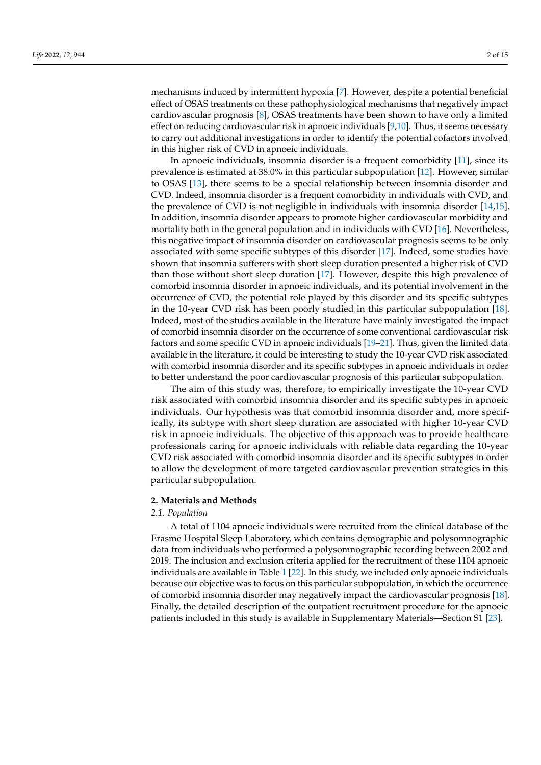mechanisms induced by intermittent hypoxia [7]. However, despite a potential beneficial effect of OSAS treatments on these pathophysiological mechanisms that negatively impact cardiovascular prognosis [8], OSAS treatments have been shown to have only a limited effect on reducing cardiovascular risk in apnoeic individuals [9,10]. Thus, it seems necessary to carry out additional investigations in order to identify the potential cofactors involved in this higher risk of CVD in apnoeic individuals.

In apnoeic individuals, insomnia disorder is a frequent comorbidity [11], since its prevalence is estimated at 38.0% in this particular subpopulation [12]. However, similar to OSAS [13], there seems to be a special relationship between insomnia disorder and CVD. Indeed, insomnia disorder is a frequent comorbidity in individuals with CVD, and the prevalence of CVD is not negligible in individuals with insomnia disorder [14,15]. In addition, insomnia disorder appears to promote higher cardiovascular morbidity and mortality both in the general population and in individuals with CVD [16]. Nevertheless, this negative impact of insomnia disorder on cardiovascular prognosis seems to be only associated with some specific subtypes of this disorder [17]. Indeed, some studies have shown that insomnia sufferers with short sleep duration presented a higher risk of CVD than those without short sleep duration [17]. However, despite this high prevalence of comorbid insomnia disorder in apnoeic individuals, and its potential involvement in the occurrence of CVD, the potential role played by this disorder and its specific subtypes in the 10-year CVD risk has been poorly studied in this particular subpopulation [18]. Indeed, most of the studies available in the literature have mainly investigated the impact of comorbid insomnia disorder on the occurrence of some conventional cardiovascular risk factors and some specific CVD in apnoeic individuals [19–21]. Thus, given the limited data available in the literature, it could be interesting to study the 10-year CVD risk associated with comorbid insomnia disorder and its specific subtypes in apnoeic individuals in order to better understand the poor cardiovascular prognosis of this particular subpopulation.

The aim of this study was, therefore, to empirically investigate the 10-year CVD risk associated with comorbid insomnia disorder and its specific subtypes in apnoeic individuals. Our hypothesis was that comorbid insomnia disorder and, more specifically, its subtype with short sleep duration are associated with higher 10-year CVD risk in apnoeic individuals. The objective of this approach was to provide healthcare professionals caring for apnoeic individuals with reliable data regarding the 10-year CVD risk associated with comorbid insomnia disorder and its specific subtypes in order to allow the development of more targeted cardiovascular prevention strategies in this particular subpopulation.

## 2. Materials and Methods

### 2.1. Population

A total of 1104 apnoeic individuals were recruited from the clinical database of the Erasme Hospital Sleep Laboratory, which contains demographic and polysomnographic data from individuals who performed a polysomnographic recording between 2002 and 2019. The inclusion and exclusion criteria applied for the recruitment of these 1104 apnoeic individuals are available in Table 1 [22]. In this study, we included only apnoeic individuals because our objective was to focus on this particular subpopulation, in which the occurrence of comorbid insomnia disorder may negatively impact the cardiovascular prognosis [18]. Finally, the detailed description of the outpatient recruitment procedure for the apnoeic patients included in this study is available in Supplementary Materials—Section S1 [23].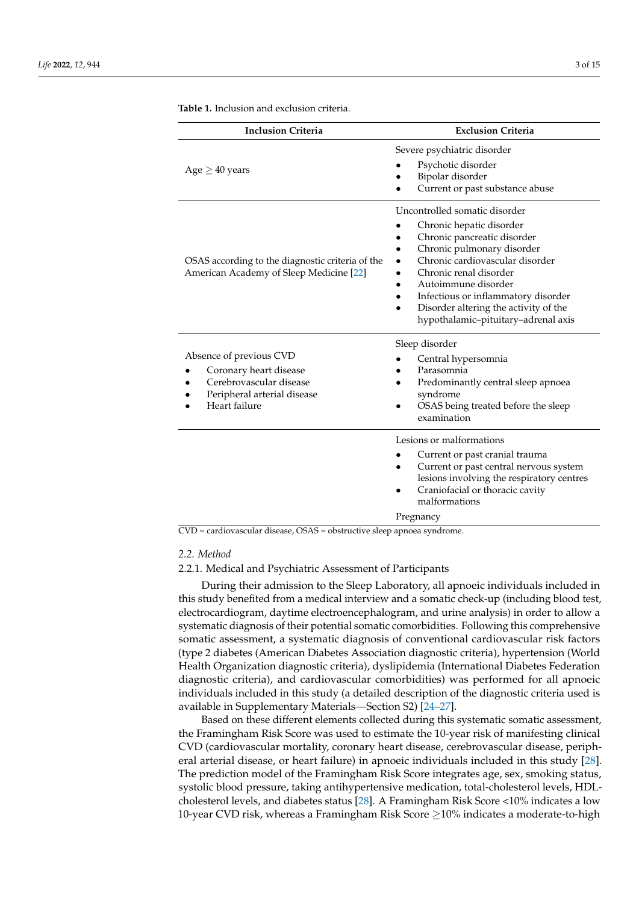**Table 1.** Inclusion and exclusion criteria.

| Inclusion Criteria | Exclusion Criteria |
|---|---|
| Age ≥ 40 years | Severe psychiatric disorder<br>• Psychotic disorder<br>• Bipolar disorder<br>• Current or past substance abuse |
| OSAS according to the diagnostic criteria of the American Academy of Sleep Medicine [22] | Uncontrolled somatic disorder<br>• Chronic hepatic disorder<br>• Chronic pancreatic disorder<br>• Chronic pulmonary disorder<br>• Chronic cardiovascular disorder<br>• Chronic renal disorder<br>• Autoimmune disorder<br>• Infectious or inflammatory disorder<br>• Disorder altering the activity of the hypothalamic–pituitary–adrenal axis |
| Absence of previous CVD<br>• Coronary heart disease<br>• Cerebrovascular disease<br>• Peripheral arterial disease<br>• Heart failure | Sleep disorder<br>• Central hypersomnia<br>• Parasomnia<br>• Predominantly central sleep apnoea syndrome<br>• OSAS being treated before the sleep examination |
| | Lesions or malformations<br>• Current or past cranial trauma<br>• Current or past central nervous system lesions involving the respiratory centres<br>• Craniofacial or thoracic cavity malformations<br><br>Pregnancy |

CVD = cardiovascular disease, OSAS = obstructive sleep apnoea syndrome.

### 2.2. Method

#### 2.2.1. Medical and Psychiatric Assessment of Participants

During their admission to the Sleep Laboratory, all apnoeic individuals included in this study benefited from a medical interview and a somatic check-up (including blood test, electrocardiogram, daytime electroencephalogram, and urine analysis) in order to allow a systematic diagnosis of their potential somatic comorbidities. Following this comprehensive somatic assessment, a systematic diagnosis of conventional cardiovascular risk factors (type 2 diabetes (American Diabetes Association diagnostic criteria), hypertension (World Health Organization diagnostic criteria), dyslipidemia (International Diabetes Federation diagnostic criteria), and cardiovascular comorbidities) was performed for all apnoeic individuals included in this study (a detailed description of the diagnostic criteria used is available in Supplementary Materials—Section S2) [24–27].

Based on these different elements collected during this systematic somatic assessment, the Framingham Risk Score was used to estimate the 10-year risk of manifesting clinical CVD (cardiovascular mortality, coronary heart disease, cerebrovascular disease, peripheral arterial disease, or heart failure) in apnoeic individuals included in this study [28]. The prediction model of the Framingham Risk Score integrates age, sex, smoking status, systolic blood pressure, taking antihypertensive medication, total-cholesterol levels, HDL-cholesterol levels, and diabetes status [28]. A Framingham Risk Score <10% indicates a low 10-year CVD risk, whereas a Framingham Risk Score ≥10% indicates a moderate-to-high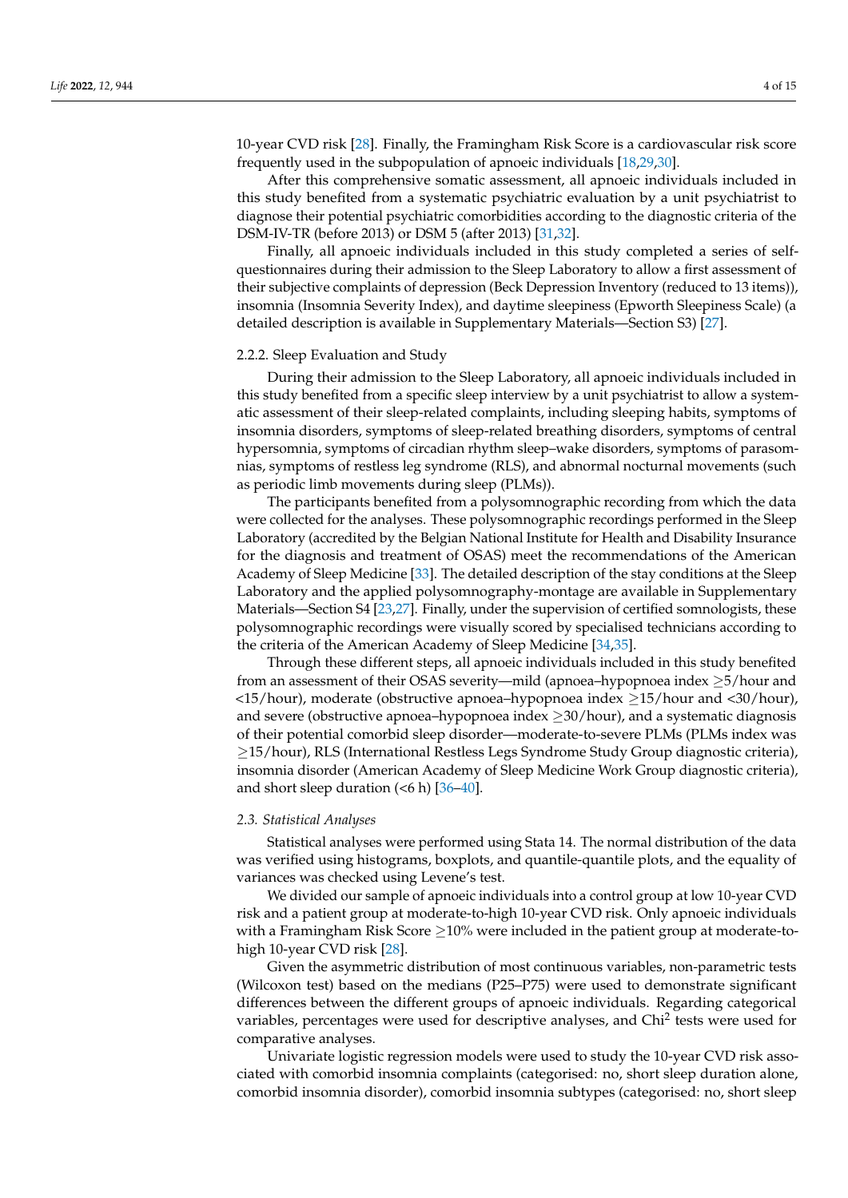10-year CVD risk [28]. Finally, the Framingham Risk Score is a cardiovascular risk score frequently used in the subpopulation of apnoeic individuals [18,29,30].

After this comprehensive somatic assessment, all apnoeic individuals included in this study benefited from a systematic psychiatric evaluation by a unit psychiatrist to diagnose their potential psychiatric comorbidities according to the diagnostic criteria of the DSM-IV-TR (before 2013) or DSM 5 (after 2013) [31,32].

Finally, all apnoeic individuals included in this study completed a series of self-questionnaires during their admission to the Sleep Laboratory to allow a first assessment of their subjective complaints of depression (Beck Depression Inventory (reduced to 13 items)), insomnia (Insomnia Severity Index), and daytime sleepiness (Epworth Sleepiness Scale) (a detailed description is available in Supplementary Materials—Section S3) [27].

#### 2.2.2. Sleep Evaluation and Study

During their admission to the Sleep Laboratory, all apnoeic individuals included in this study benefited from a specific sleep interview by a unit psychiatrist to allow a systematic assessment of their sleep-related complaints, including sleeping habits, symptoms of insomnia disorders, symptoms of sleep-related breathing disorders, symptoms of central hypersomnia, symptoms of circadian rhythm sleep–wake disorders, symptoms of parasomnias, symptoms of restless leg syndrome (RLS), and abnormal nocturnal movements (such as periodic limb movements during sleep (PLMs)).

The participants benefited from a polysomnographic recording from which the data were collected for the analyses. These polysomnographic recordings performed in the Sleep Laboratory (accredited by the Belgian National Institute for Health and Disability Insurance for the diagnosis and treatment of OSAS) meet the recommendations of the American Academy of Sleep Medicine [33]. The detailed description of the stay conditions at the Sleep Laboratory and the applied polysomnography-montage are available in Supplementary Materials—Section S4 [23,27]. Finally, under the supervision of certified somnologists, these polysomnographic recordings were visually scored by specialised technicians according to the criteria of the American Academy of Sleep Medicine [34,35].

Through these different steps, all apnoeic individuals included in this study benefited from an assessment of their OSAS severity—mild (apnoea–hypopnoea index $\geq$5/hour and <15/hour), moderate (obstructive apnoea–hypopnoea index $\geq$15/hour and <30/hour), and severe (obstructive apnoea–hypopnoea index $\geq$30/hour), and a systematic diagnosis of their potential comorbid sleep disorder—moderate-to-severe PLMs (PLMs index was $\geq$15/hour), RLS (International Restless Legs Syndrome Study Group diagnostic criteria), insomnia disorder (American Academy of Sleep Medicine Work Group diagnostic criteria), and short sleep duration (<6 h) [36–40].

### *2.3. Statistical Analyses*

Statistical analyses were performed using Stata 14. The normal distribution of the data was verified using histograms, boxplots, and quantile-quantile plots, and the equality of variances was checked using Levene's test.

We divided our sample of apnoeic individuals into a control group at low 10-year CVD risk and a patient group at moderate-to-high 10-year CVD risk. Only apnoeic individuals with a Framingham Risk Score $\geq$10% were included in the patient group at moderate-to-high 10-year CVD risk [28].

Given the asymmetric distribution of most continuous variables, non-parametric tests (Wilcoxon test) based on the medians (P25–P75) were used to demonstrate significant differences between the different groups of apnoeic individuals. Regarding categorical variables, percentages were used for descriptive analyses, and $\text{Chi}^2$ tests were used for comparative analyses.

Univariate logistic regression models were used to study the 10-year CVD risk associated with comorbid insomnia complaints (categorised: no, short sleep duration alone, comorbid insomnia disorder), comorbid insomnia subtypes (categorised: no, short sleep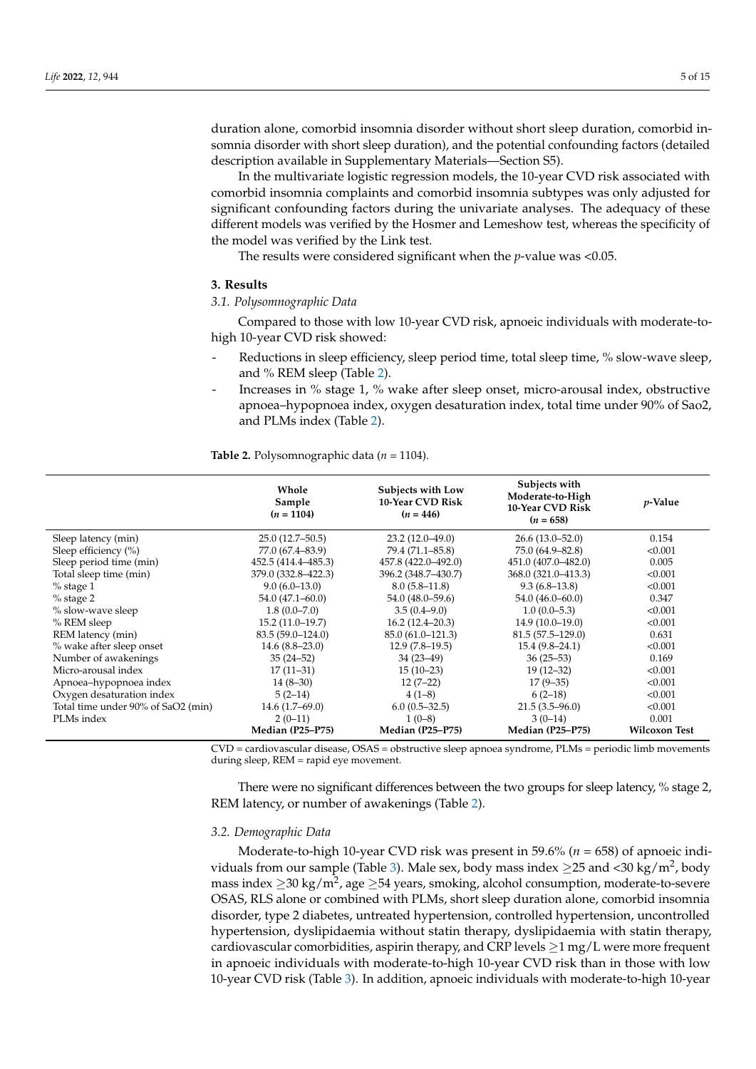duration alone, comorbid insomnia disorder without short sleep duration, comorbid insomnia disorder with short sleep duration), and the potential confounding factors (detailed description available in Supplementary Materials—Section S5).

In the multivariate logistic regression models, the 10-year CVD risk associated with comorbid insomnia complaints and comorbid insomnia subtypes was only adjusted for significant confounding factors during the univariate analyses. The adequacy of these different models was verified by the Hosmer and Lemeshow test, whereas the specificity of the model was verified by the Link test.

The results were considered significant when the *p*-value was <0.05.

## 3. Results

### *3.1. Polysomnographic Data*

Compared to those with low 10-year CVD risk, apnoeic individuals with moderate-to-high 10-year CVD risk showed:

- Reductions in sleep efficiency, sleep period time, total sleep time, % slow-wave sleep, and % REM sleep (Table 2).
- Increases in % stage 1, % wake after sleep onset, micro-arousal index, obstructive apnoea–hypopnoea index, oxygen desaturation index, total time under 90% of Sao2, and PLMs index (Table 2).

**Table 2.** Polysomnographic data (*n* = 1104).

| | Whole Sample (*n* = 1104) | Subjects with Low 10-Year CVD Risk (*n* = 446) | Subjects with Moderate-to-High 10-Year CVD Risk (*n* = 658) | *p*-Value |
|---|---|---|---|---|
| Sleep latency (min) | 25.0 (12.7–50.5) | 23.2 (12.0–49.0) | 26.6 (13.0–52.0) | 0.154 |
| Sleep efficiency (%) | 77.0 (67.4–83.9) | 79.4 (71.1–85.8) | 75.0 (64.9–82.8) | <0.001 |
| Sleep period time (min) | 452.5 (414.4–485.3) | 457.8 (422.0–492.0) | 451.0 (407.0–482.0) | 0.005 |
| Total sleep time (min) | 379.0 (332.8–422.3) | 396.2 (348.7–430.7) | 368.0 (321.0–413.3) | <0.001 |
| % stage 1 | 9.0 (6.0–13.0) | 8.0 (5.8–11.8) | 9.3 (6.8–13.8) | <0.001 |
| % stage 2 | 54.0 (47.1–60.0) | 54.0 (48.0–59.6) | 54.0 (46.0–60.0) | 0.347 |
| % slow-wave sleep | 1.8 (0.0–7.0) | 3.5 (0.4–9.0) | 1.0 (0.0–5.3) | <0.001 |
| % REM sleep | 15.2 (11.0–19.7) | 16.2 (12.4–20.3) | 14.9 (10.0–19.0) | <0.001 |
| REM latency (min) | 83.5 (59.0–124.0) | 85.0 (61.0–121.3) | 81.5 (57.5–129.0) | 0.631 |
| % wake after sleep onset | 14.6 (8.8–23.0) | 12.9 (7.8–19.5) | 15.4 (9.8–24.1) | <0.001 |
| Number of awakenings | 35 (24–52) | 34 (23–49) | 36 (25–53) | 0.169 |
| Micro-arousal index | 17 (11–31) | 15 (10–23) | 19 (12–32) | <0.001 |
| Apnoea–hypopnoea index | 14 (8–30) | 12 (7–22) | 17 (9–35) | <0.001 |
| Oxygen desaturation index | 5 (2–14) | 4 (1–8) | 6 (2–18) | <0.001 |
| Total time under 90% of $SaO_2$ (min) | 14.6 (1.7–69.0) | 6.0 (0.5–32.5) | 21.5 (3.5–96.0) | <0.001 |
| PLMs index | 2 (0–11) | 1 (0–8) | 3 (0–14) | 0.001 |
| | **Median (P25–P75)** | **Median (P25–P75)** | **Median (P25–P75)** | **Wilcoxon Test** |

CVD = cardiovascular disease, OSAS = obstructive sleep apnoea syndrome, PLMs = periodic limb movements during sleep, REM = rapid eye movement.

There were no significant differences between the two groups for sleep latency, % stage 2, REM latency, or number of awakenings (Table 2).

### *3.2. Demographic Data*

Moderate-to-high 10-year CVD risk was present in 59.6% (*n* = 658) of apnoeic individuals from our sample (Table 3). Male sex, body mass index ≥25 and <30 kg/m$^2$, body mass index ≥30 kg/m$^2$, age ≥54 years, smoking, alcohol consumption, moderate-to-severe OSAS, RLS alone or combined with PLMs, short sleep duration alone, comorbid insomnia disorder, type 2 diabetes, untreated hypertension, controlled hypertension, uncontrolled hypertension, dyslipidaemia without statin therapy, dyslipidaemia with statin therapy, cardiovascular comorbidities, aspirin therapy, and CRP levels ≥1 mg/L were more frequent in apnoeic individuals with moderate-to-high 10-year CVD risk than in those with low 10-year CVD risk (Table 3). In addition, apnoeic individuals with moderate-to-high 10-year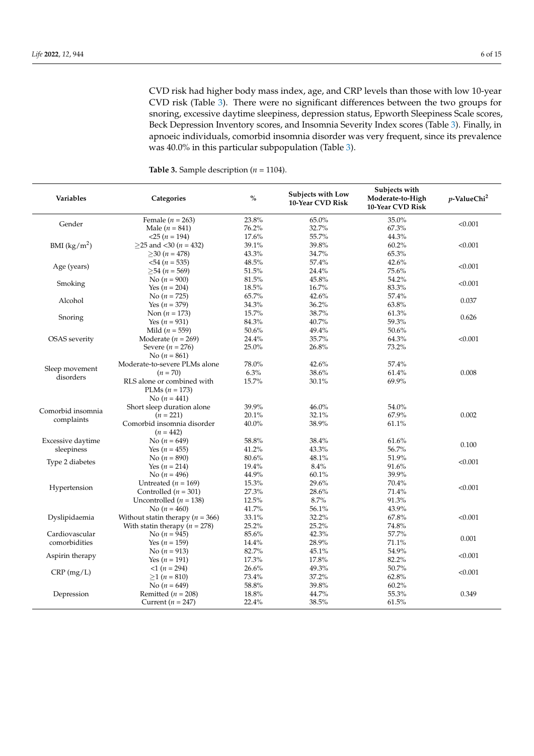CVD risk had higher body mass index, age, and CRP levels than those with low 10-year CVD risk (Table 3). There were no significant differences between the two groups for snoring, excessive daytime sleepiness, depression status, Epworth Sleepiness Scale scores, Beck Depression Inventory scores, and Insomnia Severity Index scores (Table 3). Finally, in apnoeic individuals, comorbid insomnia disorder was very frequent, since its prevalence was 40.0% in this particular subpopulation (Table 3).

**Table 3.** Sample description ($n$ = 1104).

| Variables | Categories | % | Subjects with Low 10-Year CVD Risk | Subjects with Moderate-to-High 10-Year CVD Risk | $p$-ValueChi[2] |
|---|---|---|---|---|---|
| Gender | Female ($n$ = 263) | 23.8% | 65.0% | 35.0% | <0.001 |
| | Male ($n$ = 841) | 76.2% | 32.7% | 67.3% | |
| BMI (kg/m$^2$) | <25 ($n$ = 194) | 17.6% | 55.7% | 44.3% | <0.001 |
| | ≥25 and <30 ($n$ = 432) | 39.1% | 39.8% | 60.2% | |
| | ≥30 ($n$ = 478) | 43.3% | 34.7% | 65.3% | |
| Age (years) | <54 ($n$ = 535) | 48.5% | 57.4% | 42.6% | <0.001 |
| | ≥54 ($n$ = 569) | 51.5% | 24.4% | 75.6% | |
| Smoking | No ($n$ = 900) | 81.5% | 45.8% | 54.2% | <0.001 |
| | Yes ($n$ = 204) | 18.5% | 16.7% | 83.3% | |
| Alcohol | No ($n$ = 725) | 65.7% | 42.6% | 57.4% | 0.037 |
| | Yes ($n$ = 379) | 34.3% | 36.2% | 63.8% | |
| Snoring | Non ($n$ = 173) | 15.7% | 38.7% | 61.3% | 0.626 |
| | Yes ($n$ = 931) | 84.3% | 40.7% | 59.3% | |
| OSAS severity | Mild ($n$ = 559) | 50.6% | 49.4% | 50.6% | <0.001 |
| | Moderate ($n$ = 269) | 24.4% | 35.7% | 64.3% | |
| | Severe ($n$ = 276) | 25.0% | 26.8% | 73.2% | |
| Sleep movement disorders | No ($n$ = 861) | 78.0% | 42.6% | 57.4% | 0.008 |
| | Moderate-to-severe PLMs alone ($n$ = 70) | 6.3% | 38.6% | 61.4% | |
| | RLS alone or combined with PLMs ($n$ = 173) | 15.7% | 30.1% | 69.9% | |
| Comorbid insomnia complaints | No ($n$ = 441) | 39.9% | 46.0% | 54.0% | 0.002 |
| | Short sleep duration alone ($n$ = 221) | 20.1% | 32.1% | 67.9% | |
| | Comorbid insomnia disorder ($n$ = 442) | 40.0% | 38.9% | 61.1% | |
| Excessive daytime sleepiness | No ($n$ = 649) | 58.8% | 38.4% | 61.6% | 0.100 |
| | Yes ($n$ = 455) | 41.2% | 43.3% | 56.7% | |
| Type 2 diabetes | No ($n$ = 890) | 80.6% | 48.1% | 51.9% | <0.001 |
| | Yes ($n$ = 214) | 19.4% | 8.4% | 91.6% | |
| Hypertension | No ($n$ = 496) | 44.9% | 60.1% | 39.9% | <0.001 |
| | Untreated ($n$ = 169) | 15.3% | 29.6% | 70.4% | |
| | Controlled ($n$ = 301) | 27.3% | 28.6% | 71.4% | |
| | Uncontrolled ($n$ = 138) | 12.5% | 8.7% | 91.3% | |
| Dyslipidaemia | No ($n$ = 460) | 41.7% | 56.1% | 43.9% | <0.001 |
| | Without statin therapy ($n$ = 366) | 33.1% | 32.2% | 67.8% | |
| | With statin therapy ($n$ = 278) | 25.2% | 25.2% | 74.8% | |
| Cardiovascular comorbidities | No ($n$ = 945) | 85.6% | 42.3% | 57.7% | 0.001 |
| | Yes ($n$ = 159) | 14.4% | 28.9% | 71.1% | |
| Aspirin therapy | No ($n$ = 913) | 82.7% | 45.1% | 54.9% | <0.001 |
| | Yes ($n$ = 191) | 17.3% | 17.8% | 82.2% | |
| CRP (mg/L) | <1 ($n$ = 294) | 26.6% | 49.3% | 50.7% | <0.001 |
| | ≥1 ($n$ = 810) | 73.4% | 37.2% | 62.8% | |
| Depression | No ($n$ = 649) | 58.8% | 39.8% | 60.2% | 0.349 |
| | Remitted ($n$ = 208) | 18.8% | 44.7% | 55.3% | |
| | Current ($n$ = 247) | 22.4% | 38.5% | 61.5% | |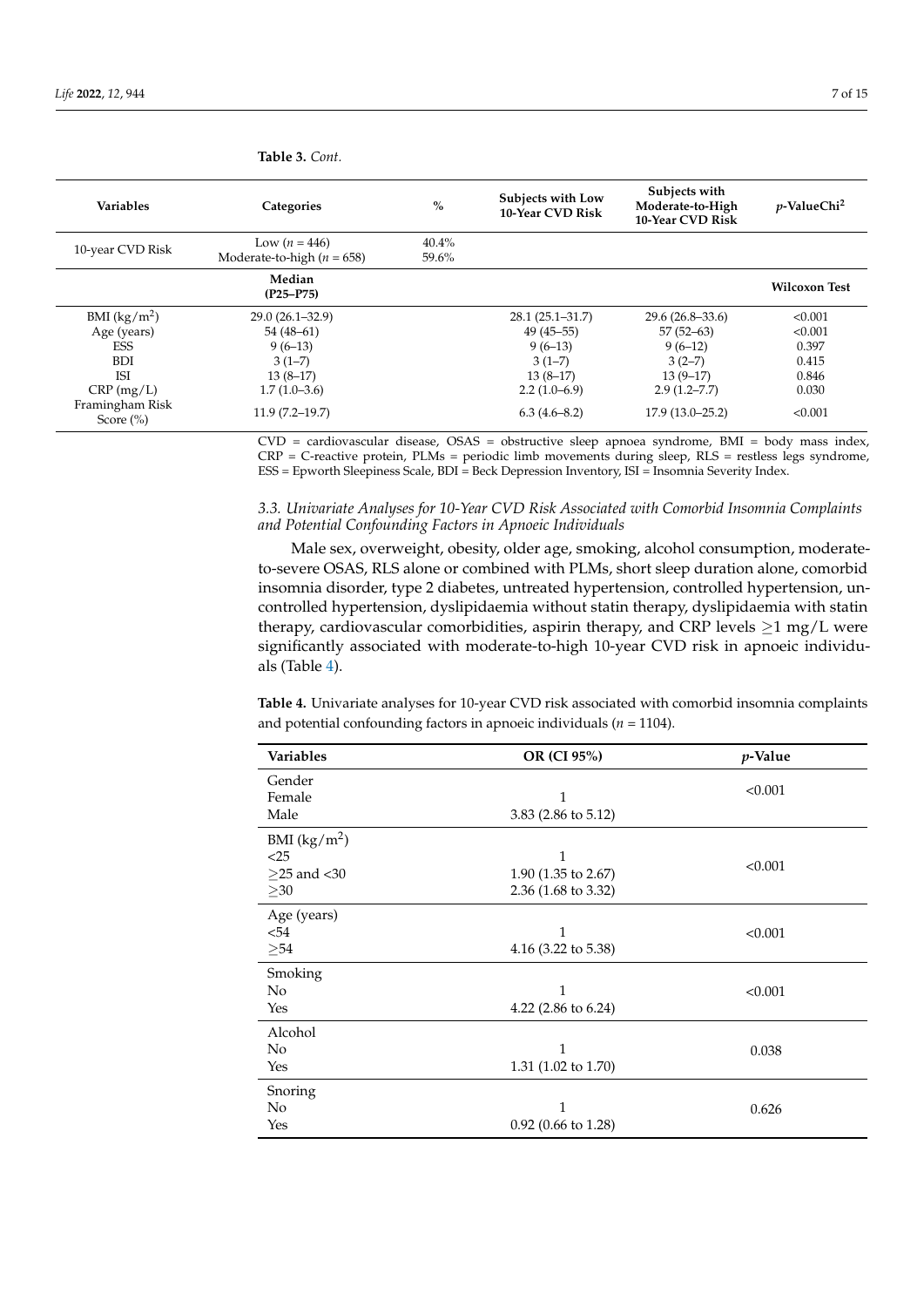**Table 3.** *Cont.*

| Variables | Categories | % | Subjects with Low 10-Year CVD Risk | Subjects with Moderate-to-High 10-Year CVD Risk | p-ValueChi[2] |
| --- | --- | --- | --- | --- | --- |
| 10-year CVD Risk | Low ($n$ = 446)<br>Moderate-to-high ($n$ = 658) | 40.4%<br>59.6% | | | |
| | **Median (P25–P75)** | | | | **Wilcoxon Test** |
| BMI (kg/m$^2$) | 29.0 (26.1–32.9) | | 28.1 (25.1–31.7) | 29.6 (26.8–33.6) | <0.001 |
| Age (years) | 54 (48–61) | | 49 (45–55) | 57 (52–63) | <0.001 |
| ESS | 9 (6–13) | | 9 (6–13) | 9 (6–12) | 0.397 |
| BDI | 3 (1–7) | | 3 (1–7) | 3 (2–7) | 0.415 |
| ISI | 13 (8–17) | | 13 (8–17) | 13 (9–17) | 0.846 |
| CRP (mg/L) | 1.7 (1.0–3.6) | | 2.2 (1.0–6.9) | 2.9 (1.2–7.7) | 0.030 |
| Framingham Risk Score (%) | 11.9 (7.2–19.7) | | 6.3 (4.6–8.2) | 17.9 (13.0–25.2) | <0.001 |

CVD = cardiovascular disease, OSAS = obstructive sleep apnoea syndrome, BMI = body mass index, CRP = C-reactive protein, PLMs = periodic limb movements during sleep, RLS = restless legs syndrome, ESS = Epworth Sleepiness Scale, BDI = Beck Depression Inventory, ISI = Insomnia Severity Index.

### *3.3. Univariate Analyses for 10-Year CVD Risk Associated with Comorbid Insomnia Complaints and Potential Confounding Factors in Apnoeic Individuals*

Male sex, overweight, obesity, older age, smoking, alcohol consumption, moderate-to-severe OSAS, RLS alone or combined with PLMs, short sleep duration alone, comorbid insomnia disorder, type 2 diabetes, untreated hypertension, controlled hypertension, uncontrolled hypertension, dyslipidaemia without statin therapy, dyslipidaemia with statin therapy, cardiovascular comorbidities, aspirin therapy, and CRP levels ≥1 mg/L were significantly associated with moderate-to-high 10-year CVD risk in apnoeic individuals (Table 4).

**Table 4.** Univariate analyses for 10-year CVD risk associated with comorbid insomnia complaints and potential confounding factors in apnoeic individuals ($n$ = 1104).

| Variables | OR (CI 95%) | p-Value |
| --- | --- | --- |
| Gender | | <0.001 |
| Female | 1 | |
| Male | 3.83 (2.86 to 5.12) | |
| BMI (kg/m$^2$) | | <0.001 |
| <25 | 1 | |
| ≥25 and <30 | 1.90 (1.35 to 2.67) | |
| ≥30 | 2.36 (1.68 to 3.32) | |
| Age (years) | | <0.001 |
| <54 | 1 | |
| ≥54 | 4.16 (3.22 to 5.38) | |
| Smoking | | <0.001 |
| No | 1 | |
| Yes | 4.22 (2.86 to 6.24) | |
| Alcohol | | 0.038 |
| No | 1 | |
| Yes | 1.31 (1.02 to 1.70) | |
| Snoring | | 0.626 |
| No | 1 | |
| Yes | 0.92 (0.66 to 1.28) | |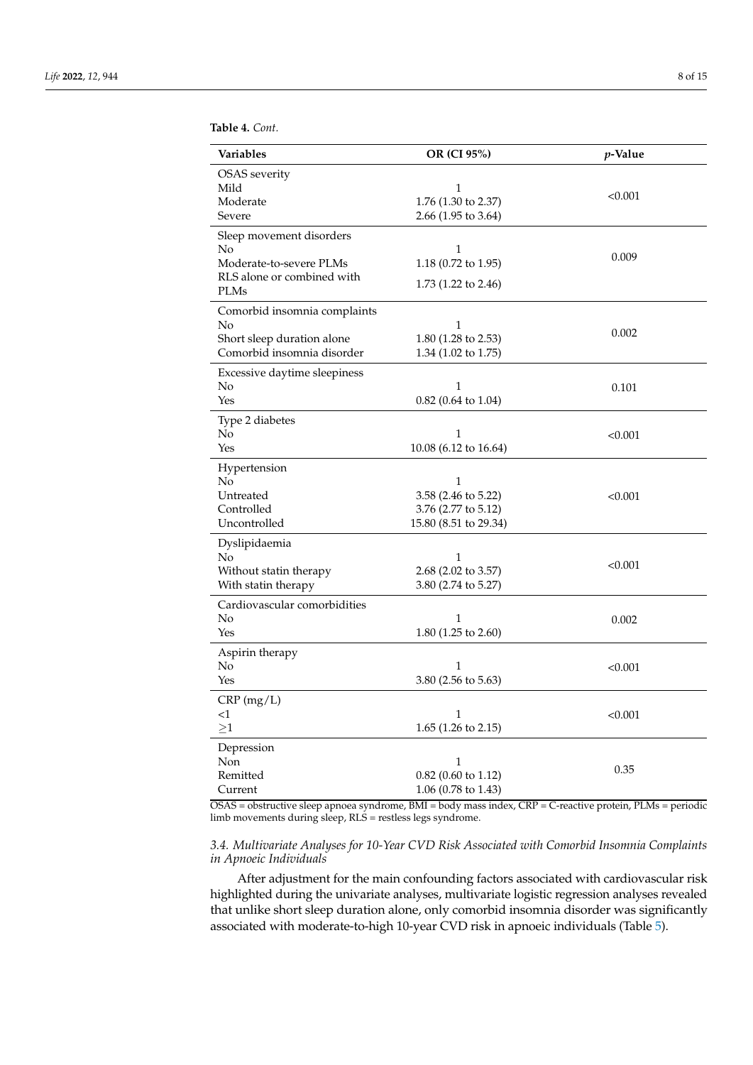**Table 4.** *Cont.*

| Variables | OR (CI 95%) | *p*-Value |
|---|---|---|
| OSAS severity | | |
| Mild | 1 | <0.001 |
| Moderate | 1.76 (1.30 to 2.37) | |
| Severe | 2.66 (1.95 to 3.64) | |
| Sleep movement disorders | | |
| No | 1 | 0.009 |
| Moderate-to-severe PLMs | 1.18 (0.72 to 1.95) | |
| RLS alone or combined with PLMs | 1.73 (1.22 to 2.46) | |
| Comorbid insomnia complaints | | |
| No | 1 | 0.002 |
| Short sleep duration alone | 1.80 (1.28 to 2.53) | |
| Comorbid insomnia disorder | 1.34 (1.02 to 1.75) | |
| Excessive daytime sleepiness | | |
| No | 1 | 0.101 |
| Yes | 0.82 (0.64 to 1.04) | |
| Type 2 diabetes | | |
| No | 1 | <0.001 |
| Yes | 10.08 (6.12 to 16.64) | |
| Hypertension | | |
| No | 1 | <0.001 |
| Untreated | 3.58 (2.46 to 5.22) | |
| Controlled | 3.76 (2.77 to 5.12) | |
| Uncontrolled | 15.80 (8.51 to 29.34) | |
| Dyslipidaemia | | |
| No | 1 | <0.001 |
| Without statin therapy | 2.68 (2.02 to 3.57) | |
| With statin therapy | 3.80 (2.74 to 5.27) | |
| Cardiovascular comorbidities | | |
| No | 1 | 0.002 |
| Yes | 1.80 (1.25 to 2.60) | |
| Aspirin therapy | | |
| No | 1 | <0.001 |
| Yes | 3.80 (2.56 to 5.63) | |
| CRP (mg/L) | | |
| <1 | 1 | <0.001 |
| ≥1 | 1.65 (1.26 to 2.15) | |
| Depression | | |
| Non | 1 | 0.35 |
| Remitted | 0.82 (0.60 to 1.12) | |
| Current | 1.06 (0.78 to 1.43) | |

OSAS = obstructive sleep apnoea syndrome, BMI = body mass index, CRP = C-reactive protein, PLMs = periodic limb movements during sleep, RLS = restless legs syndrome.

### *3.4. Multivariate Analyses for 10-Year CVD Risk Associated with Comorbid Insomnia Complaints in Apnoeic Individuals*

After adjustment for the main confounding factors associated with cardiovascular risk highlighted during the univariate analyses, multivariate logistic regression analyses revealed that unlike short sleep duration alone, only comorbid insomnia disorder was significantly associated with moderate-to-high 10-year CVD risk in apnoeic individuals (Table 5).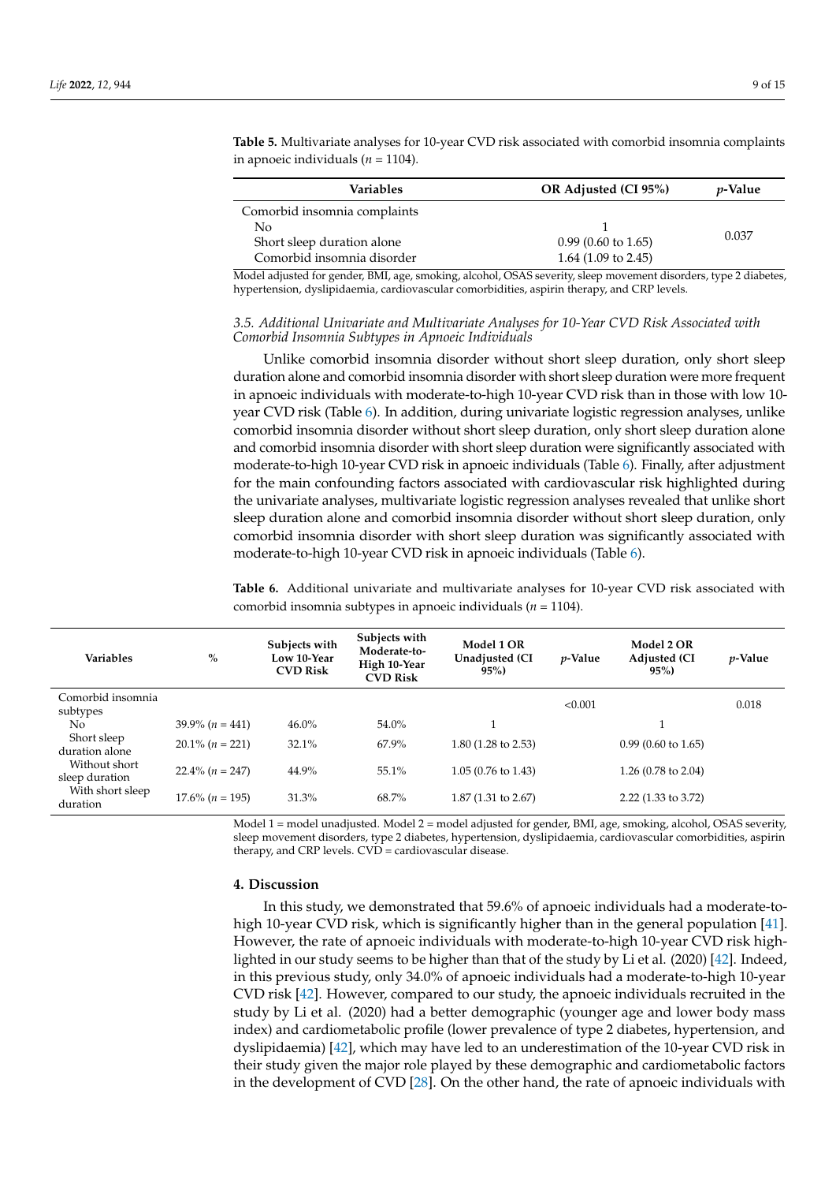**Table 5.** Multivariate analyses for 10-year CVD risk associated with comorbid insomnia complaints in apnoeic individuals ($n$ = 1104).

| Variables | OR Adjusted (CI 95%) | $p$-Value |
|---|---|---|
| Comorbid insomnia complaints | | |
| No | 1 | 0.037 |
| Short sleep duration alone | 0.99 (0.60 to 1.65) | |
| Comorbid insomnia disorder | 1.64 (1.09 to 2.45) | |

Model adjusted for gender, BMI, age, smoking, alcohol, OSAS severity, sleep movement disorders, type 2 diabetes, hypertension, dyslipidaemia, cardiovascular comorbidities, aspirin therapy, and CRP levels.

### 3.5. Additional Univariate and Multivariate Analyses for 10-Year CVD Risk Associated with Comorbid Insomnia Subtypes in Apnoeic Individuals

Unlike comorbid insomnia disorder without short sleep duration, only short sleep duration alone and comorbid insomnia disorder with short sleep duration were more frequent in apnoeic individuals with moderate-to-high 10-year CVD risk than in those with low 10-year CVD risk (Table 6). In addition, during univariate logistic regression analyses, unlike comorbid insomnia disorder without short sleep duration, only short sleep duration alone and comorbid insomnia disorder with short sleep duration were significantly associated with moderate-to-high 10-year CVD risk in apnoeic individuals (Table 6). Finally, after adjustment for the main confounding factors associated with cardiovascular risk highlighted during the univariate analyses, multivariate logistic regression analyses revealed that unlike short sleep duration alone and comorbid insomnia disorder without short sleep duration, only comorbid insomnia disorder with short sleep duration was significantly associated with moderate-to-high 10-year CVD risk in apnoeic individuals (Table 6).

**Table 6.** Additional univariate and multivariate analyses for 10-year CVD risk associated with comorbid insomnia subtypes in apnoeic individuals ($n$ = 1104).

| Variables | % | Subjects with Low 10-Year CVD Risk | Subjects with Moderate-to-High 10-Year CVD Risk | Model 1 OR Unadjusted (CI 95%) | $p$-Value | Model 2 OR Adjusted (CI 95%) | $p$-Value |
|---|---|---|---|---|---|---|---|
| Comorbid insomnia subtypes | | | | | <0.001 | | 0.018 |
| No | 39.9% ($n$ = 441) | 46.0% | 54.0% | 1 | | 1 | |
| Short sleep duration alone | 20.1% ($n$ = 221) | 32.1% | 67.9% | 1.80 (1.28 to 2.53) | | 0.99 (0.60 to 1.65) | |
| Without short sleep duration | 22.4% ($n$ = 247) | 44.9% | 55.1% | 1.05 (0.76 to 1.43) | | 1.26 (0.78 to 2.04) | |
| With short sleep duration | 17.6% ($n$ = 195) | 31.3% | 68.7% | 1.87 (1.31 to 2.67) | | 2.22 (1.33 to 3.72) | |

Model 1 = model unadjusted. Model 2 = model adjusted for gender, BMI, age, smoking, alcohol, OSAS severity, sleep movement disorders, type 2 diabetes, hypertension, dyslipidaemia, cardiovascular comorbidities, aspirin therapy, and CRP levels. CVD = cardiovascular disease.

## 4. Discussion

In this study, we demonstrated that 59.6% of apnoeic individuals had a moderate-to-high 10-year CVD risk, which is significantly higher than in the general population [41]. However, the rate of apnoeic individuals with moderate-to-high 10-year CVD risk highlighted in our study seems to be higher than that of the study by Li et al. (2020) [42]. Indeed, in this previous study, only 34.0% of apnoeic individuals had a moderate-to-high 10-year CVD risk [42]. However, compared to our study, the apnoeic individuals recruited in the study by Li et al. (2020) had a better demographic (younger age and lower body mass index) and cardiometabolic profile (lower prevalence of type 2 diabetes, hypertension, and dyslipidaemia) [42], which may have led to an underestimation of the 10-year CVD risk in their study given the major role played by these demographic and cardiometabolic factors in the development of CVD [28]. On the other hand, the rate of apnoeic individuals with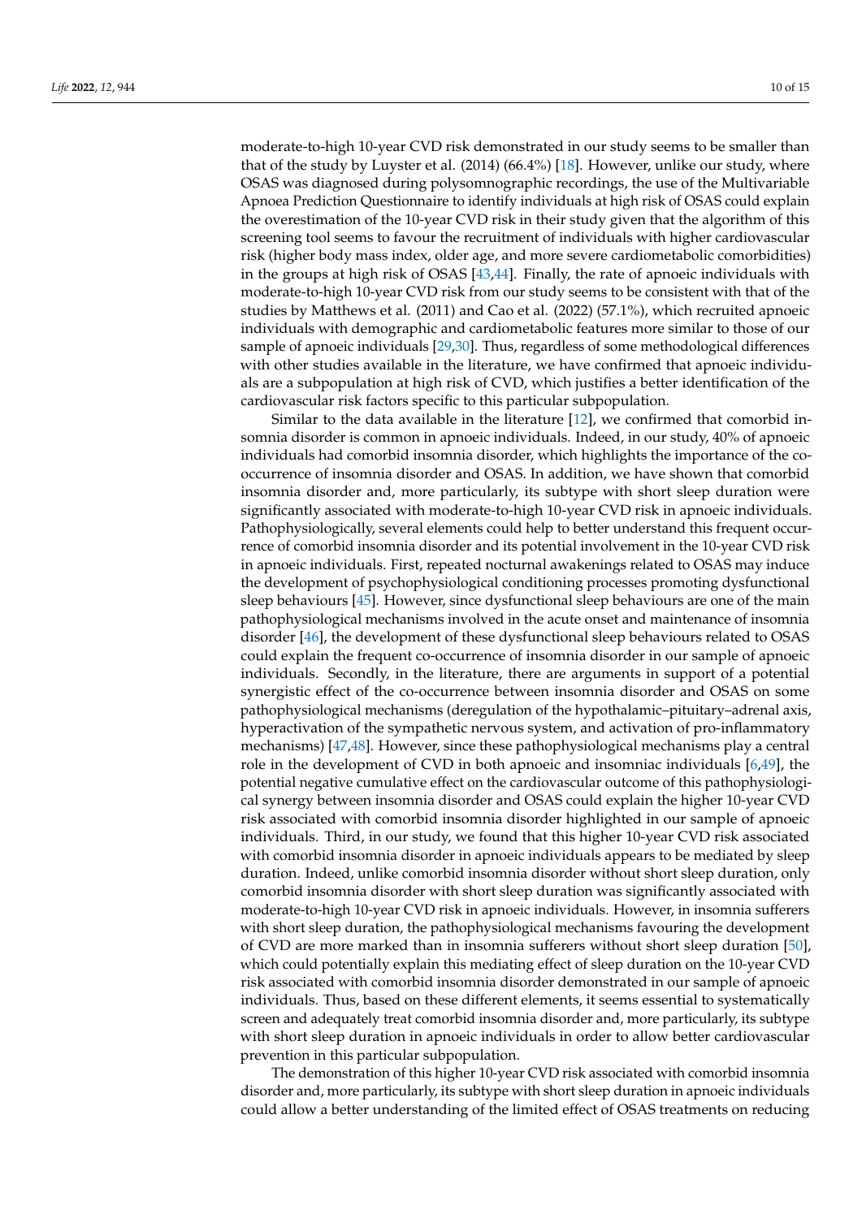moderate-to-high 10-year CVD risk demonstrated in our study seems to be smaller than that of the study by Luyster et al. (2014) (66.4%) [18]. However, unlike our study, where OSAS was diagnosed during polysomnographic recordings, the use of the Multivariable Apnoea Prediction Questionnaire to identify individuals at high risk of OSAS could explain the overestimation of the 10-year CVD risk in their study given that the algorithm of this screening tool seems to favour the recruitment of individuals with higher cardiovascular risk (higher body mass index, older age, and more severe cardiometabolic comorbidities) in the groups at high risk of OSAS [43,44]. Finally, the rate of apnoeic individuals with moderate-to-high 10-year CVD risk from our study seems to be consistent with that of the studies by Matthews et al. (2011) and Cao et al. (2022) (57.1%), which recruited apnoeic individuals with demographic and cardiometabolic features more similar to those of our sample of apnoeic individuals [29,30]. Thus, regardless of some methodological differences with other studies available in the literature, we have confirmed that apnoeic individuals are a subpopulation at high risk of CVD, which justifies a better identification of the cardiovascular risk factors specific to this particular subpopulation.

Similar to the data available in the literature [12], we confirmed that comorbid insomnia disorder is common in apnoeic individuals. Indeed, in our study, 40% of apnoeic individuals had comorbid insomnia disorder, which highlights the importance of the co-occurrence of insomnia disorder and OSAS. In addition, we have shown that comorbid insomnia disorder and, more particularly, its subtype with short sleep duration were significantly associated with moderate-to-high 10-year CVD risk in apnoeic individuals. Pathophysiologically, several elements could help to better understand this frequent occurrence of comorbid insomnia disorder and its potential involvement in the 10-year CVD risk in apnoeic individuals. First, repeated nocturnal awakenings related to OSAS may induce the development of psychophysiological conditioning processes promoting dysfunctional sleep behaviours [45]. However, since dysfunctional sleep behaviours are one of the main pathophysiological mechanisms involved in the acute onset and maintenance of insomnia disorder [46], the development of these dysfunctional sleep behaviours related to OSAS could explain the frequent co-occurrence of insomnia disorder in our sample of apnoeic individuals. Secondly, in the literature, there are arguments in support of a potential synergistic effect of the co-occurrence between insomnia disorder and OSAS on some pathophysiological mechanisms (deregulation of the hypothalamic–pituitary–adrenal axis, hyperactivation of the sympathetic nervous system, and activation of pro-inflammatory mechanisms) [47,48]. However, since these pathophysiological mechanisms play a central role in the development of CVD in both apnoeic and insomniac individuals [6,49], the potential negative cumulative effect on the cardiovascular outcome of this pathophysiological synergy between insomnia disorder and OSAS could explain the higher 10-year CVD risk associated with comorbid insomnia disorder highlighted in our sample of apnoeic individuals. Third, in our study, we found that this higher 10-year CVD risk associated with comorbid insomnia disorder in apnoeic individuals appears to be mediated by sleep duration. Indeed, unlike comorbid insomnia disorder without short sleep duration, only comorbid insomnia disorder with short sleep duration was significantly associated with moderate-to-high 10-year CVD risk in apnoeic individuals. However, in insomnia sufferers with short sleep duration, the pathophysiological mechanisms favouring the development of CVD are more marked than in insomnia sufferers without short sleep duration [50], which could potentially explain this mediating effect of sleep duration on the 10-year CVD risk associated with comorbid insomnia disorder demonstrated in our sample of apnoeic individuals. Thus, based on these different elements, it seems essential to systematically screen and adequately treat comorbid insomnia disorder and, more particularly, its subtype with short sleep duration in apnoeic individuals in order to allow better cardiovascular prevention in this particular subpopulation.

The demonstration of this higher 10-year CVD risk associated with comorbid insomnia disorder and, more particularly, its subtype with short sleep duration in apnoeic individuals could allow a better understanding of the limited effect of OSAS treatments on reducing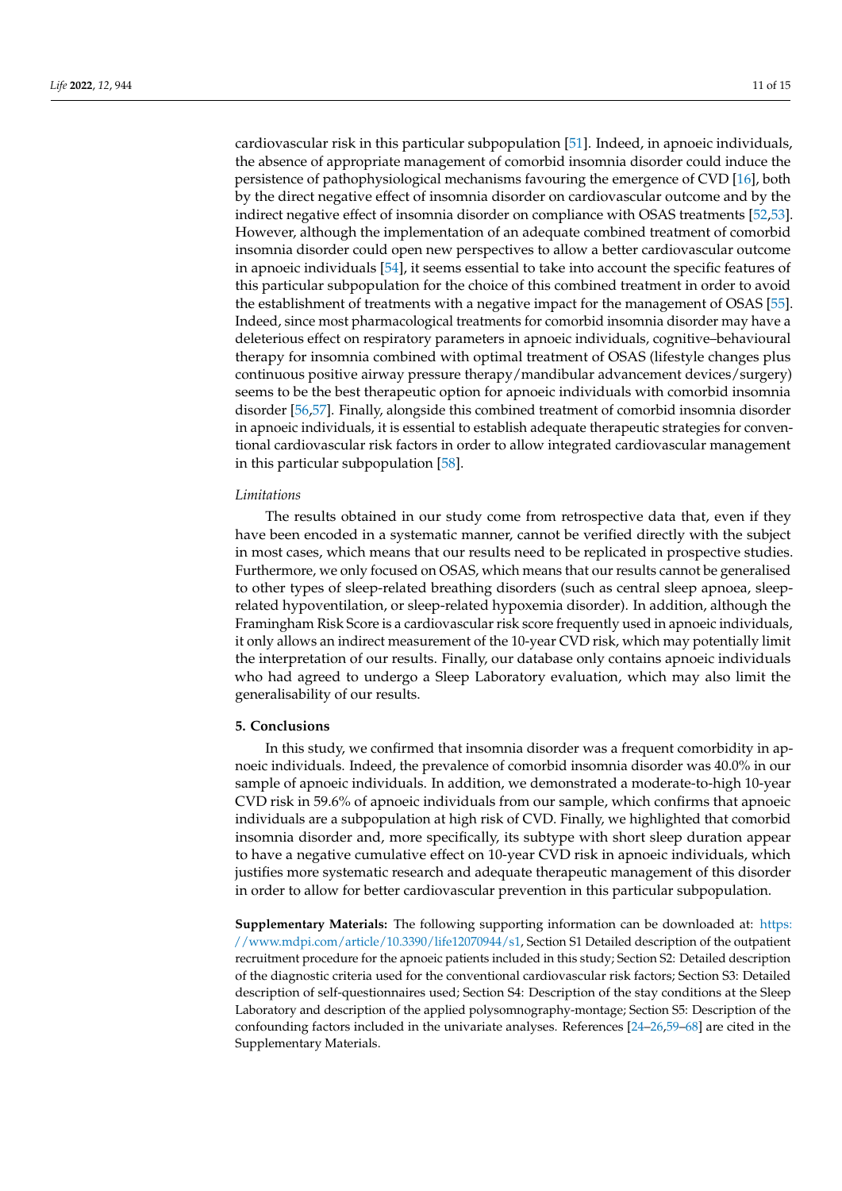cardiovascular risk in this particular subpopulation [51]. Indeed, in apnoeic individuals, the absence of appropriate management of comorbid insomnia disorder could induce the persistence of pathophysiological mechanisms favouring the emergence of CVD [16], both by the direct negative effect of insomnia disorder on cardiovascular outcome and by the indirect negative effect of insomnia disorder on compliance with OSAS treatments [52,53]. However, although the implementation of an adequate combined treatment of comorbid insomnia disorder could open new perspectives to allow a better cardiovascular outcome in apnoeic individuals [54], it seems essential to take into account the specific features of this particular subpopulation for the choice of this combined treatment in order to avoid the establishment of treatments with a negative impact for the management of OSAS [55]. Indeed, since most pharmacological treatments for comorbid insomnia disorder may have a deleterious effect on respiratory parameters in apnoeic individuals, cognitive–behavioural therapy for insomnia combined with optimal treatment of OSAS (lifestyle changes plus continuous positive airway pressure therapy/mandibular advancement devices/surgery) seems to be the best therapeutic option for apnoeic individuals with comorbid insomnia disorder [56,57]. Finally, alongside this combined treatment of comorbid insomnia disorder in apnoeic individuals, it is essential to establish adequate therapeutic strategies for conventional cardiovascular risk factors in order to allow integrated cardiovascular management in this particular subpopulation [58].

*Limitations*

The results obtained in our study come from retrospective data that, even if they have been encoded in a systematic manner, cannot be verified directly with the subject in most cases, which means that our results need to be replicated in prospective studies. Furthermore, we only focused on OSAS, which means that our results cannot be generalised to other types of sleep-related breathing disorders (such as central sleep apnoea, sleep-related hypoventilation, or sleep-related hypoxemia disorder). In addition, although the Framingham Risk Score is a cardiovascular risk score frequently used in apnoeic individuals, it only allows an indirect measurement of the 10-year CVD risk, which may potentially limit the interpretation of our results. Finally, our database only contains apnoeic individuals who had agreed to undergo a Sleep Laboratory evaluation, which may also limit the generalisability of our results.

## 5. Conclusions

In this study, we confirmed that insomnia disorder was a frequent comorbidity in apnoeic individuals. Indeed, the prevalence of comorbid insomnia disorder was 40.0% in our sample of apnoeic individuals. In addition, we demonstrated a moderate-to-high 10-year CVD risk in 59.6% of apnoeic individuals from our sample, which confirms that apnoeic individuals are a subpopulation at high risk of CVD. Finally, we highlighted that comorbid insomnia disorder and, more specifically, its subtype with short sleep duration appear to have a negative cumulative effect on 10-year CVD risk in apnoeic individuals, which justifies more systematic research and adequate therapeutic management of this disorder in order to allow for better cardiovascular prevention in this particular subpopulation.

**Supplementary Materials:** The following supporting information can be downloaded at: https://www.mdpi.com/article/10.3390/life12070944/s1, Section S1 Detailed description of the outpatient recruitment procedure for the apnoeic patients included in this study; Section S2: Detailed description of the diagnostic criteria used for the conventional cardiovascular risk factors; Section S3: Detailed description of self-questionnaires used; Section S4: Description of the stay conditions at the Sleep Laboratory and description of the applied polysomnography-montage; Section S5: Description of the confounding factors included in the univariate analyses. References [24–26,59–68] are cited in the Supplementary Materials.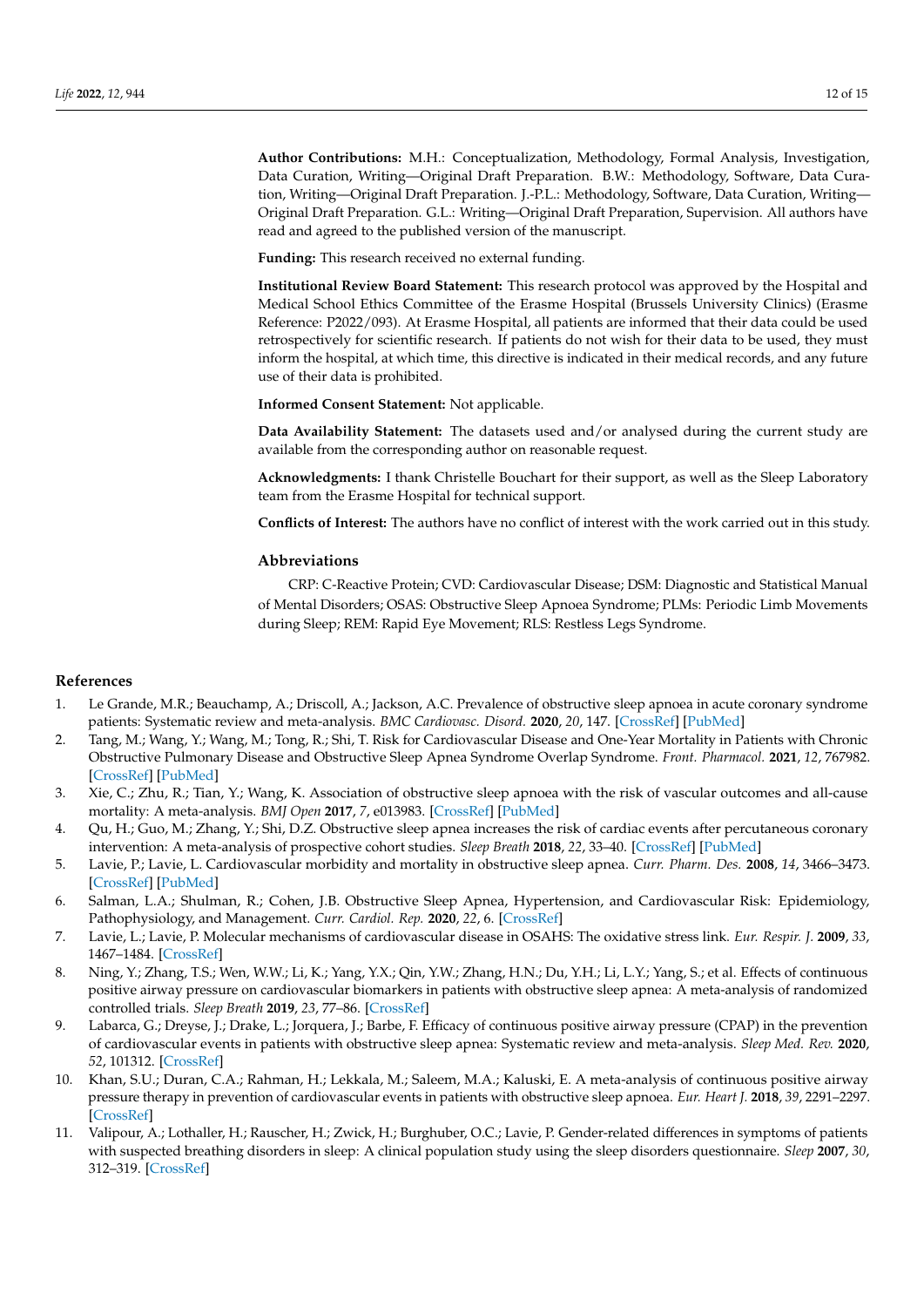**Author Contributions:** M.H.: Conceptualization, Methodology, Formal Analysis, Investigation, Data Curation, Writing—Original Draft Preparation. B.W.: Methodology, Software, Data Curation, Writing—Original Draft Preparation. J.-P.L.: Methodology, Software, Data Curation, Writing—Original Draft Preparation. G.L.: Writing—Original Draft Preparation, Supervision. All authors have read and agreed to the published version of the manuscript.

**Funding:** This research received no external funding.

**Institutional Review Board Statement:** This research protocol was approved by the Hospital and Medical School Ethics Committee of the Erasme Hospital (Brussels University Clinics) (Erasme Reference: P2022/093). At Erasme Hospital, all patients are informed that their data could be used retrospectively for scientific research. If patients do not wish for their data to be used, they must inform the hospital, at which time, this directive is indicated in their medical records, and any future use of their data is prohibited.

**Informed Consent Statement:** Not applicable.

**Data Availability Statement:** The datasets used and/or analysed during the current study are available from the corresponding author on reasonable request.

**Acknowledgments:** I thank Christelle Bouchart for their support, as well as the Sleep Laboratory team from the Erasme Hospital for technical support.

**Conflicts of Interest:** The authors have no conflict of interest with the work carried out in this study.

## Abbreviations

CRP: C-Reactive Protein; CVD: Cardiovascular Disease; DSM: Diagnostic and Statistical Manual of Mental Disorders; OSAS: Obstructive Sleep Apnoea Syndrome; PLMs: Periodic Limb Movements during Sleep; REM: Rapid Eye Movement; RLS: Restless Legs Syndrome.

## References

1. Le Grande, M.R.; Beauchamp, A.; Driscoll, A.; Jackson, A.C. Prevalence of obstructive sleep apnoea in acute coronary syndrome patients: Systematic review and meta-analysis. *BMC Cardiovasc. Disord.* **2020**, *20*, 147. [CrossRef] [PubMed]
2. Tang, M.; Wang, Y.; Wang, M.; Tong, R.; Shi, T. Risk for Cardiovascular Disease and One-Year Mortality in Patients with Chronic Obstructive Pulmonary Disease and Obstructive Sleep Apnea Syndrome Overlap Syndrome. *Front. Pharmacol.* **2021**, *12*, 767982. [CrossRef] [PubMed]
3. Xie, C.; Zhu, R.; Tian, Y.; Wang, K. Association of obstructive sleep apnoea with the risk of vascular outcomes and all-cause mortality: A meta-analysis. *BMJ Open* **2017**, *7*, e013983. [CrossRef] [PubMed]
4. Qu, H.; Guo, M.; Zhang, Y.; Shi, D.Z. Obstructive sleep apnea increases the risk of cardiac events after percutaneous coronary intervention: A meta-analysis of prospective cohort studies. *Sleep Breath* **2018**, *22*, 33–40. [CrossRef] [PubMed]
5. Lavie, P.; Lavie, L. Cardiovascular morbidity and mortality in obstructive sleep apnea. *Curr. Pharm. Des.* **2008**, *14*, 3466–3473. [CrossRef] [PubMed]
6. Salman, L.A.; Shulman, R.; Cohen, J.B. Obstructive Sleep Apnea, Hypertension, and Cardiovascular Risk: Epidemiology, Pathophysiology, and Management. *Curr. Cardiol. Rep.* **2020**, *22*, 6. [CrossRef]
7. Lavie, L.; Lavie, P. Molecular mechanisms of cardiovascular disease in OSAHS: The oxidative stress link. *Eur. Respir. J.* **2009**, *33*, 1467–1484. [CrossRef]
8. Ning, Y.; Zhang, T.S.; Wen, W.W.; Li, K.; Yang, Y.X.; Qin, Y.W.; Zhang, H.N.; Du, Y.H.; Li, L.Y.; Yang, S.; et al. Effects of continuous positive airway pressure on cardiovascular biomarkers in patients with obstructive sleep apnea: A meta-analysis of randomized controlled trials. *Sleep Breath* **2019**, *23*, 77–86. [CrossRef]
9. Labarca, G.; Dreyse, J.; Drake, L.; Jorquera, J.; Barbe, F. Efficacy of continuous positive airway pressure (CPAP) in the prevention of cardiovascular events in patients with obstructive sleep apnea: Systematic review and meta-analysis. *Sleep Med. Rev.* **2020**, *52*, 101312. [CrossRef]
10. Khan, S.U.; Duran, C.A.; Rahman, H.; Lekkala, M.; Saleem, M.A.; Kaluski, E. A meta-analysis of continuous positive airway pressure therapy in prevention of cardiovascular events in patients with obstructive sleep apnoea. *Eur. Heart J.* **2018**, *39*, 2291–2297. [CrossRef]
11. Valipour, A.; Lothaller, H.; Rauscher, H.; Zwick, H.; Burghuber, O.C.; Lavie, P. Gender-related differences in symptoms of patients with suspected breathing disorders in sleep: A clinical population study using the sleep disorders questionnaire. *Sleep* **2007**, *30*, 312–319. [CrossRef]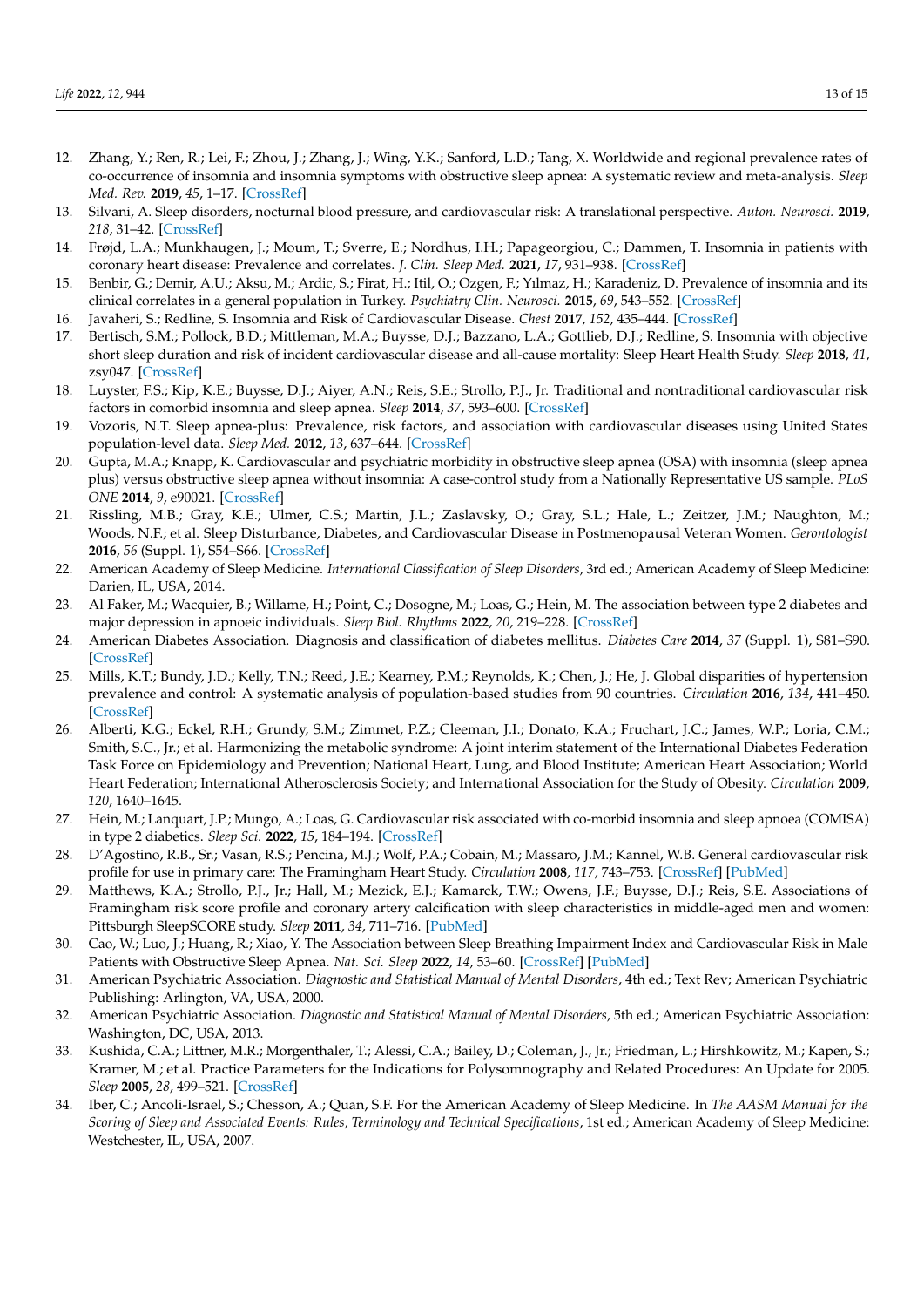12. Zhang, Y.; Ren, R.; Lei, F.; Zhou, J.; Zhang, J.; Wing, Y.K.; Sanford, L.D.; Tang, X. Worldwide and regional prevalence rates of co-occurrence of insomnia and insomnia symptoms with obstructive sleep apnea: A systematic review and meta-analysis. *Sleep Med. Rev.* **2019**, *45*, 1–17. [CrossRef]
13. Silvani, A. Sleep disorders, nocturnal blood pressure, and cardiovascular risk: A translational perspective. *Auton. Neurosci.* **2019**, *218*, 31–42. [CrossRef]
14. Frøjd, L.A.; Munkhaugen, J.; Moum, T.; Sverre, E.; Nordhus, I.H.; Papageorgiou, C.; Dammen, T. Insomnia in patients with coronary heart disease: Prevalence and correlates. *J. Clin. Sleep Med.* **2021**, *17*, 931–938. [CrossRef]
15. Benbir, G.; Demir, A.U.; Aksu, M.; Ardic, S.; Firat, H.; Itil, O.; Ozgen, F.; Yılmaz, H.; Karadeniz, D. Prevalence of insomnia and its clinical correlates in a general population in Turkey. *Psychiatry Clin. Neurosci.* **2015**, *69*, 543–552. [CrossRef]
16. Javaheri, S.; Redline, S. Insomnia and Risk of Cardiovascular Disease. *Chest* **2017**, *152*, 435–444. [CrossRef]
17. Bertisch, S.M.; Pollock, B.D.; Mittleman, M.A.; Buysse, D.J.; Bazzano, L.A.; Gottlieb, D.J.; Redline, S. Insomnia with objective short sleep duration and risk of incident cardiovascular disease and all-cause mortality: Sleep Heart Health Study. *Sleep* **2018**, *41*, zsy047. [CrossRef]
18. Luyster, F.S.; Kip, K.E.; Buysse, D.J.; Aiyer, A.N.; Reis, S.E.; Strollo, P.J., Jr. Traditional and nontraditional cardiovascular risk factors in comorbid insomnia and sleep apnea. *Sleep* **2014**, *37*, 593–600. [CrossRef]
19. Vozoris, N.T. Sleep apnea-plus: Prevalence, risk factors, and association with cardiovascular diseases using United States population-level data. *Sleep Med.* **2012**, *13*, 637–644. [CrossRef]
20. Gupta, M.A.; Knapp, K. Cardiovascular and psychiatric morbidity in obstructive sleep apnea (OSA) with insomnia (sleep apnea plus) versus obstructive sleep apnea without insomnia: A case-control study from a Nationally Representative US sample. *PLoS ONE* **2014**, *9*, e90021. [CrossRef]
21. Rissling, M.B.; Gray, K.E.; Ulmer, C.S.; Martin, J.L.; Zaslavsky, O.; Gray, S.L.; Hale, L.; Zeitzer, J.M.; Naughton, M.; Woods, N.F.; et al. Sleep Disturbance, Diabetes, and Cardiovascular Disease in Postmenopausal Veteran Women. *Gerontologist* **2016**, *56* (Suppl. 1), S54–S66. [CrossRef]
22. American Academy of Sleep Medicine. *International Classification of Sleep Disorders*, 3rd ed.; American Academy of Sleep Medicine: Darien, IL, USA, 2014.
23. Al Faker, M.; Wacquier, B.; Willame, H.; Point, C.; Dosogne, M.; Loas, G.; Hein, M. The association between type 2 diabetes and major depression in apnoeic individuals. *Sleep Biol. Rhythms* **2022**, *20*, 219–228. [CrossRef]
24. American Diabetes Association. Diagnosis and classification of diabetes mellitus. *Diabetes Care* **2014**, *37* (Suppl. 1), S81–S90. [CrossRef]
25. Mills, K.T.; Bundy, J.D.; Kelly, T.N.; Reed, J.E.; Kearney, P.M.; Reynolds, K.; Chen, J.; He, J. Global disparities of hypertension prevalence and control: A systematic analysis of population-based studies from 90 countries. *Circulation* **2016**, *134*, 441–450. [CrossRef]
26. Alberti, K.G.; Eckel, R.H.; Grundy, S.M.; Zimmet, P.Z.; Cleeman, J.I.; Donato, K.A.; Fruchart, J.C.; James, W.P.; Loria, C.M.; Smith, S.C., Jr.; et al. Harmonizing the metabolic syndrome: A joint interim statement of the International Diabetes Federation Task Force on Epidemiology and Prevention; National Heart, Lung, and Blood Institute; American Heart Association; World Heart Federation; International Atherosclerosis Society; and International Association for the Study of Obesity. *Circulation* **2009**, *120*, 1640–1645.
27. Hein, M.; Lanquart, J.P.; Mungo, A.; Loas, G. Cardiovascular risk associated with co-morbid insomnia and sleep apnoea (COMISA) in type 2 diabetics. *Sleep Sci.* **2022**, *15*, 184–194. [CrossRef]
28. D'Agostino, R.B., Sr.; Vasan, R.S.; Pencina, M.J.; Wolf, P.A.; Cobain, M.; Massaro, J.M.; Kannel, W.B. General cardiovascular risk profile for use in primary care: The Framingham Heart Study. *Circulation* **2008**, *117*, 743–753. [CrossRef] [PubMed]
29. Matthews, K.A.; Strollo, P.J., Jr.; Hall, M.; Mezick, E.J.; Kamarck, T.W.; Owens, J.F.; Buysse, D.J.; Reis, S.E. Associations of Framingham risk score profile and coronary artery calcification with sleep characteristics in middle-aged men and women: Pittsburgh SleepSCORE study. *Sleep* **2011**, *34*, 711–716. [PubMed]
30. Cao, W.; Luo, J.; Huang, R.; Xiao, Y. The Association between Sleep Breathing Impairment Index and Cardiovascular Risk in Male Patients with Obstructive Sleep Apnea. *Nat. Sci. Sleep* **2022**, *14*, 53–60. [CrossRef] [PubMed]
31. American Psychiatric Association. *Diagnostic and Statistical Manual of Mental Disorders*, 4th ed.; Text Rev; American Psychiatric Publishing: Arlington, VA, USA, 2000.
32. American Psychiatric Association. *Diagnostic and Statistical Manual of Mental Disorders*, 5th ed.; American Psychiatric Association: Washington, DC, USA, 2013.
33. Kushida, C.A.; Littner, M.R.; Morgenthaler, T.; Alessi, C.A.; Bailey, D.; Coleman, J., Jr.; Friedman, L.; Hirshkowitz, M.; Kapen, S.; Kramer, M.; et al. Practice Parameters for the Indications for Polysomnography and Related Procedures: An Update for 2005. *Sleep* **2005**, *28*, 499–521. [CrossRef]
34. Iber, C.; Ancoli-Israel, S.; Chesson, A.; Quan, S.F. For the American Academy of Sleep Medicine. In *The AASM Manual for the Scoring of Sleep and Associated Events: Rules, Terminology and Technical Specifications*, 1st ed.; American Academy of Sleep Medicine: Westchester, IL, USA, 2007.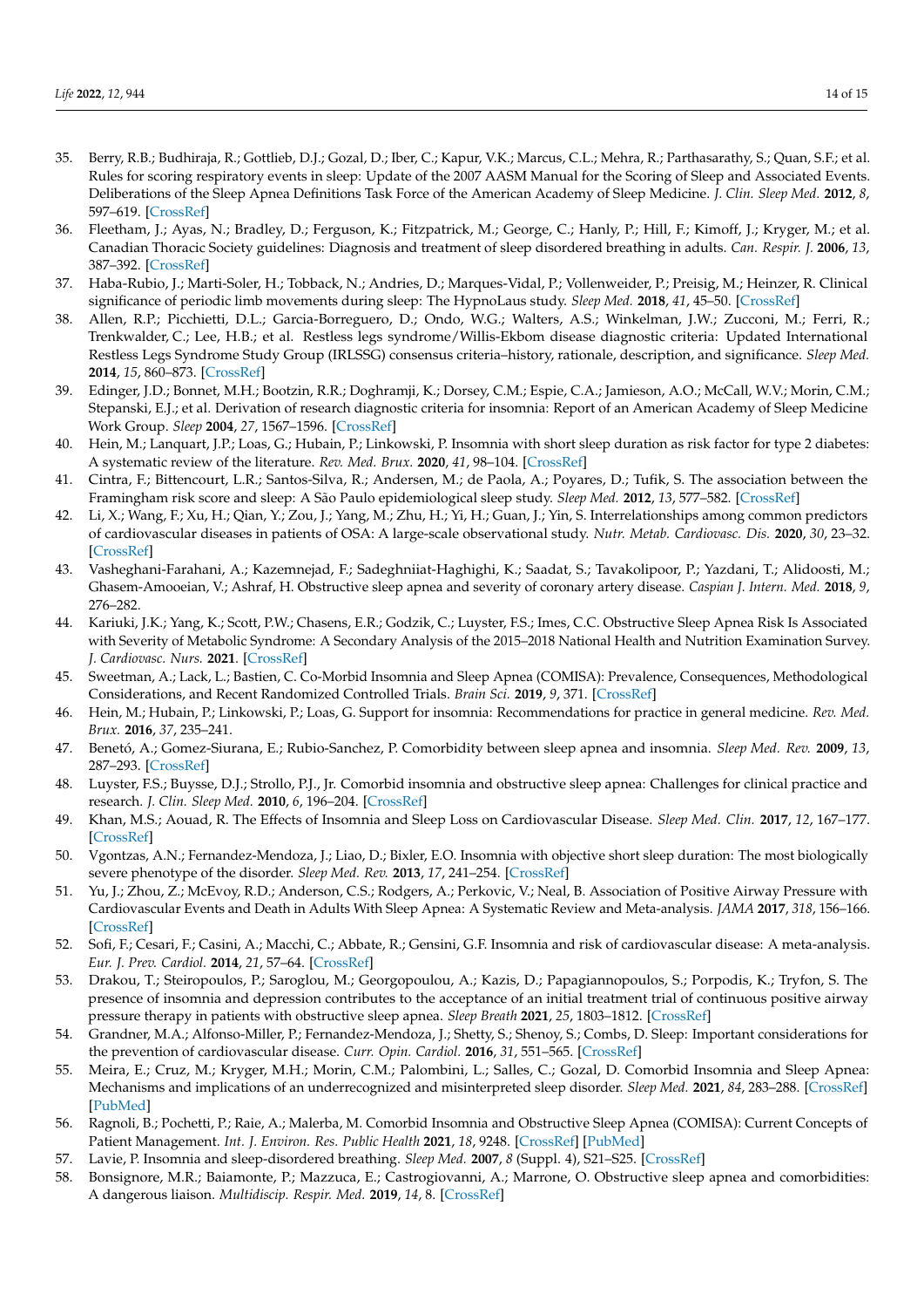35. Berry, R.B.; Budhiraja, R.; Gottlieb, D.J.; Gozal, D.; Iber, C.; Kapur, V.K.; Marcus, C.L.; Mehra, R.; Parthasarathy, S.; Quan, S.F.; et al. Rules for scoring respiratory events in sleep: Update of the 2007 AASM Manual for the Scoring of Sleep and Associated Events. Deliberations of the Sleep Apnea Definitions Task Force of the American Academy of Sleep Medicine. *J. Clin. Sleep Med.* **2012**, *8*, 597–619. [CrossRef]
36. Fleetham, J.; Ayas, N.; Bradley, D.; Ferguson, K.; Fitzpatrick, M.; George, C.; Hanly, P.; Hill, F.; Kimoff, J.; Kryger, M.; et al. Canadian Thoracic Society guidelines: Diagnosis and treatment of sleep disordered breathing in adults. *Can. Respir. J.* **2006**, *13*, 387–392. [CrossRef]
37. Haba-Rubio, J.; Marti-Soler, H.; Tobback, N.; Andries, D.; Marques-Vidal, P.; Vollenweider, P.; Preisig, M.; Heinzer, R. Clinical significance of periodic limb movements during sleep: The HypnoLaus study. *Sleep Med.* **2018**, *41*, 45–50. [CrossRef]
38. Allen, R.P.; Picchietti, D.L.; Garcia-Borreguero, D.; Ondo, W.G.; Walters, A.S.; Winkelman, J.W.; Zucconi, M.; Ferri, R.; Trenkwalder, C.; Lee, H.B.; et al. Restless legs syndrome/Willis-Ekbom disease diagnostic criteria: Updated International Restless Legs Syndrome Study Group (IRLSSG) consensus criteria–history, rationale, description, and significance. *Sleep Med.* **2014**, *15*, 860–873. [CrossRef]
39. Edinger, J.D.; Bonnet, M.H.; Bootzin, R.R.; Doghramji, K.; Dorsey, C.M.; Espie, C.A.; Jamieson, A.O.; McCall, W.V.; Morin, C.M.; Stepanski, E.J.; et al. Derivation of research diagnostic criteria for insomnia: Report of an American Academy of Sleep Medicine Work Group. *Sleep* **2004**, *27*, 1567–1596. [CrossRef]
40. Hein, M.; Lanquart, J.P.; Loas, G.; Hubain, P.; Linkowski, P. Insomnia with short sleep duration as risk factor for type 2 diabetes: A systematic review of the literature. *Rev. Med. Brux.* **2020**, *41*, 98–104. [CrossRef]
41. Cintra, F.; Bittencourt, L.R.; Santos-Silva, R.; Andersen, M.; de Paola, A.; Poyares, D.; Tufik, S. The association between the Framingham risk score and sleep: A São Paulo epidemiological sleep study. *Sleep Med.* **2012**, *13*, 577–582. [CrossRef]
42. Li, X.; Wang, F.; Xu, H.; Qian, Y.; Zou, J.; Yang, M.; Zhu, H.; Yi, H.; Guan, J.; Yin, S. Interrelationships among common predictors of cardiovascular diseases in patients of OSA: A large-scale observational study. *Nutr. Metab. Cardiovasc. Dis.* **2020**, *30*, 23–32. [CrossRef]
43. Vasheghani-Farahani, A.; Kazemnejad, F.; Sadeghniiat-Haghighi, K.; Saadat, S.; Tavakolipoor, P.; Yazdani, T.; Alidoosti, M.; Ghasem-Amooeian, V.; Ashraf, H. Obstructive sleep apnea and severity of coronary artery disease. *Caspian J. Intern. Med.* **2018**, *9*, 276–282.
44. Kariuki, J.K.; Yang, K.; Scott, P.W.; Chasens, E.R.; Godzik, C.; Luyster, F.S.; Imes, C.C. Obstructive Sleep Apnea Risk Is Associated with Severity of Metabolic Syndrome: A Secondary Analysis of the 2015–2018 National Health and Nutrition Examination Survey. *J. Cardiovasc. Nurs.* **2021**. [CrossRef]
45. Sweetman, A.; Lack, L.; Bastien, C. Co-Morbid Insomnia and Sleep Apnea (COMISA): Prevalence, Consequences, Methodological Considerations, and Recent Randomized Controlled Trials. *Brain Sci.* **2019**, *9*, 371. [CrossRef]
46. Hein, M.; Hubain, P.; Linkowski, P.; Loas, G. Support for insomnia: Recommendations for practice in general medicine. *Rev. Med. Brux.* **2016**, *37*, 235–241.
47. Benetó, A.; Gomez-Siurana, E.; Rubio-Sanchez, P. Comorbidity between sleep apnea and insomnia. *Sleep Med. Rev.* **2009**, *13*, 287–293. [CrossRef]
48. Luyster, F.S.; Buysse, D.J.; Strollo, P.J., Jr. Comorbid insomnia and obstructive sleep apnea: Challenges for clinical practice and research. *J. Clin. Sleep Med.* **2010**, *6*, 196–204. [CrossRef]
49. Khan, M.S.; Aouad, R. The Effects of Insomnia and Sleep Loss on Cardiovascular Disease. *Sleep Med. Clin.* **2017**, *12*, 167–177. [CrossRef]
50. Vgontzas, A.N.; Fernandez-Mendoza, J.; Liao, D.; Bixler, E.O. Insomnia with objective short sleep duration: The most biologically severe phenotype of the disorder. *Sleep Med. Rev.* **2013**, *17*, 241–254. [CrossRef]
51. Yu, J.; Zhou, Z.; McEvoy, R.D.; Anderson, C.S.; Rodgers, A.; Perkovic, V.; Neal, B. Association of Positive Airway Pressure with Cardiovascular Events and Death in Adults With Sleep Apnea: A Systematic Review and Meta-analysis. *JAMA* **2017**, *318*, 156–166. [CrossRef]
52. Sofi, F.; Cesari, F.; Casini, A.; Macchi, C.; Abbate, R.; Gensini, G.F. Insomnia and risk of cardiovascular disease: A meta-analysis. *Eur. J. Prev. Cardiol.* **2014**, *21*, 57–64. [CrossRef]
53. Drakou, T.; Steiropoulos, P.; Saroglou, M.; Georgopoulou, A.; Kazis, D.; Papagiannopoulos, S.; Porpodis, K.; Tryfon, S. The presence of insomnia and depression contributes to the acceptance of an initial treatment trial of continuous positive airway pressure therapy in patients with obstructive sleep apnea. *Sleep Breath* **2021**, *25*, 1803–1812. [CrossRef]
54. Grandner, M.A.; Alfonso-Miller, P.; Fernandez-Mendoza, J.; Shetty, S.; Shenoy, S.; Combs, D. Sleep: Important considerations for the prevention of cardiovascular disease. *Curr. Opin. Cardiol.* **2016**, *31*, 551–565. [CrossRef]
55. Meira, E.; Cruz, M.; Kryger, M.H.; Morin, C.M.; Palombini, L.; Salles, C.; Gozal, D. Comorbid Insomnia and Sleep Apnea: Mechanisms and implications of an underrecognized and misinterpreted sleep disorder. *Sleep Med.* **2021**, *84*, 283–288. [CrossRef] [PubMed]
56. Ragnoli, B.; Pochetti, P.; Raie, A.; Malerba, M. Comorbid Insomnia and Obstructive Sleep Apnea (COMISA): Current Concepts of Patient Management. *Int. J. Environ. Res. Public Health* **2021**, *18*, 9248. [CrossRef] [PubMed]
57. Lavie, P. Insomnia and sleep-disordered breathing. *Sleep Med.* **2007**, *8* (Suppl. 4), S21–S25. [CrossRef]
58. Bonsignore, M.R.; Baiamonte, P.; Mazzuca, E.; Castrogiovanni, A.; Marrone, O. Obstructive sleep apnea and comorbidities: A dangerous liaison. *Multidiscip. Respir. Med.* **2019**, *14*, 8. [CrossRef]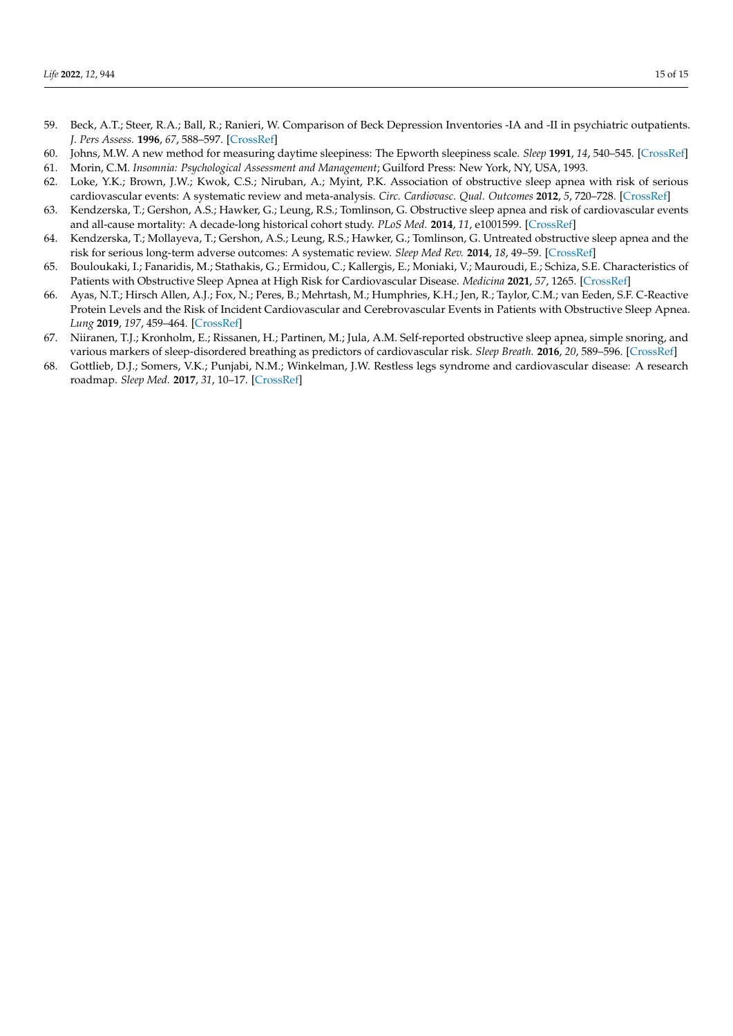59. Beck, A.T.; Steer, R.A.; Ball, R.; Ranieri, W. Comparison of Beck Depression Inventories -IA and -II in psychiatric outpatients. *J. Pers Assess.* **1996**, *67*, 588–597. [CrossRef]
60. Johns, M.W. A new method for measuring daytime sleepiness: The Epworth sleepiness scale. *Sleep* **1991**, *14*, 540–545. [CrossRef]
61. Morin, C.M. *Insomnia: Psychological Assessment and Management*; Guilford Press: New York, NY, USA, 1993.
62. Loke, Y.K.; Brown, J.W.; Kwok, C.S.; Niruban, A.; Myint, P.K. Association of obstructive sleep apnea with risk of serious cardiovascular events: A systematic review and meta-analysis. *Circ. Cardiovasc. Qual. Outcomes* **2012**, *5*, 720–728. [CrossRef]
63. Kendzerska, T.; Gershon, A.S.; Hawker, G.; Leung, R.S.; Tomlinson, G. Obstructive sleep apnea and risk of cardiovascular events and all-cause mortality: A decade-long historical cohort study. *PLoS Med.* **2014**, *11*, e1001599. [CrossRef]
64. Kendzerska, T.; Mollayeva, T.; Gershon, A.S.; Leung, R.S.; Hawker, G.; Tomlinson, G. Untreated obstructive sleep apnea and the risk for serious long-term adverse outcomes: A systematic review. *Sleep Med Rev.* **2014**, *18*, 49–59. [CrossRef]
65. Bouloukaki, I.; Fanaridis, M.; Stathakis, G.; Ermidou, C.; Kallergis, E.; Moniaki, V.; Mauroudi, E.; Schiza, S.E. Characteristics of Patients with Obstructive Sleep Apnea at High Risk for Cardiovascular Disease. *Medicina* **2021**, *57*, 1265. [CrossRef]
66. Ayas, N.T.; Hirsch Allen, A.J.; Fox, N.; Peres, B.; Mehrtash, M.; Humphries, K.H.; Jen, R.; Taylor, C.M.; van Eeden, S.F. C-Reactive Protein Levels and the Risk of Incident Cardiovascular and Cerebrovascular Events in Patients with Obstructive Sleep Apnea. *Lung* **2019**, *197*, 459–464. [CrossRef]
67. Niiranen, T.J.; Kronholm, E.; Rissanen, H.; Partinen, M.; Jula, A.M. Self-reported obstructive sleep apnea, simple snoring, and various markers of sleep-disordered breathing as predictors of cardiovascular risk. *Sleep Breath.* **2016**, *20*, 589–596. [CrossRef]
68. Gottlieb, D.J.; Somers, V.K.; Punjabi, N.M.; Winkelman, J.W. Restless legs syndrome and cardiovascular disease: A research roadmap. *Sleep Med.* **2017**, *31*, 10–17. [CrossRef]